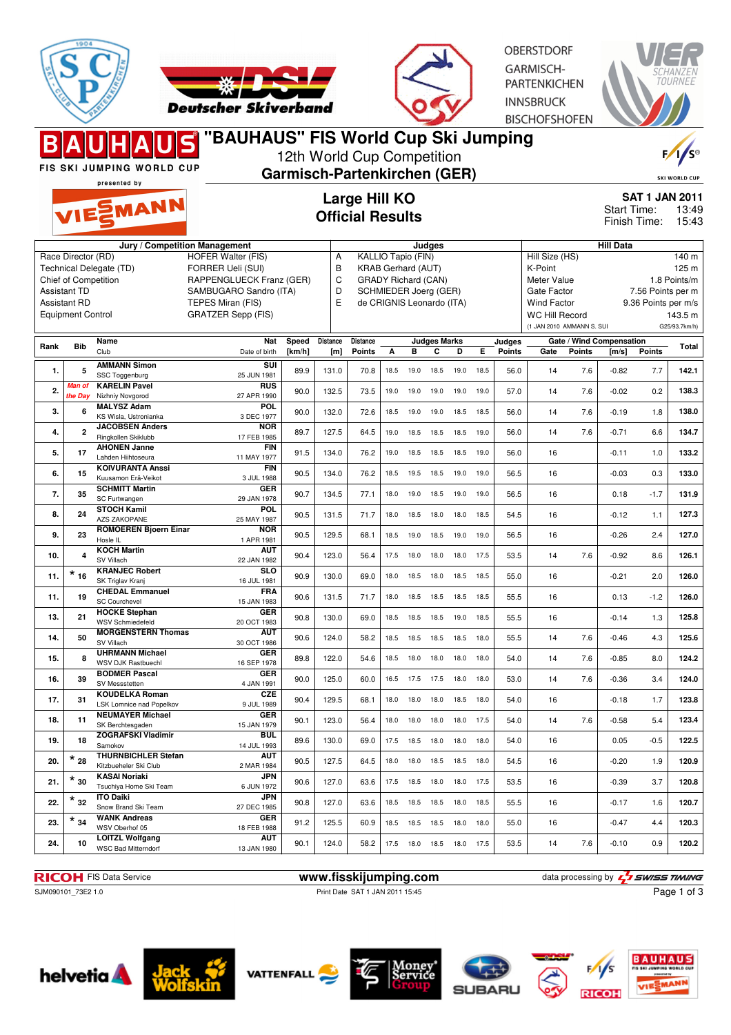# "BAUHAUS" FIS World Cup Ski Jumping

12th World Cup Competition

**Garmisch-Partenkirchen (GER)**

FIS SKI JUMPING WORLD CUP presented by VIESSMANN

OBERSTDORF
GARMISCH-PARTENKIRCHEN
INNSBRUCK
BISCHOFSHOFEN

## Large Hill KO
## Official Results

**SAT 1 JAN 2011**
Start Time: 13:49
Finish Time: 15:43

| Jury / Competition Management | | Judges | | Hill Data | |
|---|---|---|---|---|---|
| Race Director (RD) | HOFER Walter (FIS) | A | KALLIO Tapio (FIN) | Hill Size (HS) | 140 m |
| Technical Delegate (TD) | FORRER Ueli (SUI) | B | KRAB Gerhard (AUT) | K-Point | 125 m |
| Chief of Competition | RAPPENGLUECK Franz (GER) | C | GRADY Richard (CAN) | Meter Value | 1.8 Points/m |
| Assistant TD | SAMBUGARO Sandro (ITA) | D | SCHMIEDER Joerg (GER) | Gate Factor | 7.56 Points per m |
| Assistant RD | TEPES Miran (FIS) | E | de CRIGNIS Leonardo (ITA) | Wind Factor | 9.36 Points per m/s |
| Equipment Control | GRATZER Sepp (FIS) | | | WC Hill Record | 143.5 m |
| | | | | (1 JAN 2010 AMMANN S. SUI | G25/93.7km/h) |

| Rank | Bib | Name / Club | Nat / Date of birth | Speed [km/h] | Distance [m] | Distance Points | A | B | C | D | E | Judges Points | Gate | Gate Points | Wind [m/s] | Wind Points | Total |
|---|---|---|---|---|---|---|---|---|---|---|---|---|---|---|---|---|---|
| 1. | 5 | AMMANN Simon<br>SSC Toggenburg | SUI<br>25 JUN 1981 | 89.9 | 131.0 | 70.8 | 18.5 | 19.0 | 18.5 | 19.0 | 18.5 | 56.0 | 14 | 7.6 | -0.82 | 7.7 | 142.1 |
| 2. | Man of the Day | KARELIN Pavel<br>Nizhniy Novgorod | RUS<br>27 APR 1990 | 90.0 | 132.5 | 73.5 | 19.0 | 19.0 | 19.0 | 19.0 | 19.0 | 57.0 | 14 | 7.6 | -0.02 | 0.2 | 138.3 |
| 3. | 6 | MALYSZ Adam<br>KS Wisla, Ustronianka | POL<br>3 DEC 1977 | 90.0 | 132.0 | 72.6 | 18.5 | 19.0 | 19.0 | 18.5 | 18.5 | 56.0 | 14 | 7.6 | -0.19 | 1.8 | 138.0 |
| 4. | 2 | JACOBSEN Anders<br>Ringkollen Skiklubb | NOR<br>17 FEB 1985 | 89.7 | 127.5 | 64.5 | 19.0 | 18.5 | 18.5 | 18.5 | 19.0 | 56.0 | 14 | 7.6 | -0.71 | 6.6 | 134.7 |
| 5. | 17 | AHONEN Janne<br>Lahden Hiihtoseura | FIN<br>11 MAY 1977 | 91.5 | 134.0 | 76.2 | 19.0 | 18.5 | 18.5 | 18.5 | 19.0 | 56.0 | 16 | | -0.11 | 1.0 | 133.2 |
| 6. | 15 | KOIVURANTA Anssi<br>Kuusamon Erä-Veikot | FIN<br>3 JUL 1988 | 90.5 | 134.0 | 76.2 | 18.5 | 19.5 | 18.5 | 19.0 | 19.0 | 56.5 | 16 | | -0.03 | 0.3 | 133.0 |
| 7. | 35 | SCHMITT Martin<br>SC Furtwangen | GER<br>29 JAN 1978 | 90.7 | 134.5 | 77.1 | 18.0 | 19.0 | 18.5 | 19.0 | 19.0 | 56.5 | 16 | | 0.18 | -1.7 | 131.9 |
| 8. | 24 | STOCH Kamil<br>AZS ZAKOPANE | POL<br>25 MAY 1987 | 90.5 | 131.5 | 71.7 | 18.0 | 18.5 | 18.0 | 18.0 | 18.5 | 54.5 | 16 | | -0.12 | 1.1 | 127.3 |
| 9. | 23 | ROMOEREN Bjoern Einar<br>Hosle IL | NOR<br>1 APR 1981 | 90.5 | 129.5 | 68.1 | 18.5 | 19.0 | 18.5 | 19.0 | 19.0 | 56.5 | 16 | | -0.26 | 2.4 | 127.0 |
| 10. | 4 | KOCH Martin<br>SV Villach | AUT<br>22 JAN 1982 | 90.4 | 123.0 | 56.4 | 17.5 | 18.0 | 18.0 | 18.0 | 17.5 | 53.5 | 14 | 7.6 | -0.92 | 8.6 | 126.1 |
| 11. | * 16 | KRANJEC Robert<br>SK Triglav Kranj | SLO<br>16 JUL 1981 | 90.9 | 130.0 | 69.0 | 18.0 | 18.5 | 18.0 | 18.5 | 18.5 | 55.0 | 16 | | -0.21 | 2.0 | 126.0 |
| 11. | 19 | CHEDAL Emmanuel<br>SC Courchevel | FRA<br>15 JAN 1983 | 90.6 | 131.5 | 71.7 | 18.0 | 18.5 | 18.5 | 18.5 | 18.5 | 55.5 | 16 | | 0.13 | -1.2 | 126.0 |
| 13. | 21 | HOCKE Stephan<br>WSV Schmiedefeld | GER<br>20 OCT 1983 | 90.8 | 130.0 | 69.0 | 18.5 | 18.5 | 18.5 | 19.0 | 18.5 | 55.5 | 16 | | -0.14 | 1.3 | 125.8 |
| 14. | 50 | MORGENSTERN Thomas<br>SV Villach | AUT<br>30 OCT 1986 | 90.6 | 124.0 | 58.2 | 18.5 | 18.5 | 18.5 | 18.5 | 18.0 | 55.5 | 14 | 7.6 | -0.46 | 4.3 | 125.6 |
| 15. | 8 | UHRMANN Michael<br>WSV DJK Rastbuechl | GER<br>16 SEP 1978 | 89.8 | 122.0 | 54.6 | 18.5 | 18.0 | 18.0 | 18.0 | 18.0 | 54.0 | 14 | 7.6 | -0.85 | 8.0 | 124.2 |
| 16. | 39 | BODMER Pascal<br>SV Messstetten | GER<br>4 JAN 1991 | 90.0 | 125.0 | 60.0 | 16.5 | 17.5 | 17.5 | 18.0 | 18.0 | 53.0 | 14 | 7.6 | -0.36 | 3.4 | 124.0 |
| 17. | 31 | KOUDELKA Roman<br>LSK Lomnice nad Popelkov | CZE<br>9 JUL 1989 | 90.4 | 129.5 | 68.1 | 18.0 | 18.0 | 18.0 | 18.5 | 18.0 | 54.0 | 16 | | -0.18 | 1.7 | 123.8 |
| 18. | 11 | NEUMAYER Michael<br>SK Berchtesgaden | GER<br>15 JAN 1979 | 90.1 | 123.0 | 56.4 | 18.0 | 18.0 | 18.0 | 18.0 | 17.5 | 54.0 | 14 | 7.6 | -0.58 | 5.4 | 123.4 |
| 19. | 18 | ZOGRAFSKI Vladimir<br>Samokov | BUL<br>14 JUL 1993 | 89.6 | 130.0 | 69.0 | 17.5 | 18.5 | 18.0 | 18.0 | 18.0 | 54.0 | 16 | | 0.05 | -0.5 | 122.5 |
| 20. | * 28 | THURNBICHLER Stefan<br>Kitzbueheler Ski Club | AUT<br>2 MAR 1984 | 90.5 | 127.5 | 64.5 | 18.0 | 18.0 | 18.5 | 18.5 | 18.0 | 54.5 | 16 | | -0.20 | 1.9 | 120.9 |
| 21. | * 30 | KASAI Noriaki<br>Tsuchiya Home Ski Team | JPN<br>6 JUN 1972 | 90.6 | 127.0 | 63.6 | 17.5 | 18.5 | 18.0 | 18.0 | 17.5 | 53.5 | 16 | | -0.39 | 3.7 | 120.8 |
| 22. | * 32 | ITO Daiki<br>Snow Brand Ski Team | JPN<br>27 DEC 1985 | 90.8 | 127.0 | 63.6 | 18.5 | 18.5 | 18.5 | 18.0 | 18.5 | 55.5 | 16 | | -0.17 | 1.6 | 120.7 |
| 23. | * 34 | WANK Andreas<br>WSV Oberhof 05 | GER<br>18 FEB 1988 | 91.2 | 125.5 | 60.9 | 18.5 | 18.5 | 18.5 | 18.0 | 18.0 | 55.0 | 16 | | -0.47 | 4.4 | 120.3 |
| 24. | 10 | LOITZL Wolfgang<br>WSC Bad Mitterndorf | AUT<br>13 JAN 1980 | 90.1 | 124.0 | 58.2 | 17.5 | 18.0 | 18.5 | 18.0 | 17.5 | 53.5 | 14 | 7.6 | -0.10 | 0.9 | 120.2 |

RICOH FIS Data Service — www.fisskijumping.com — data processing by SWISS TIMING

SJM090101_73E2 1.0 — Print Date SAT 1 JAN 2011 15:45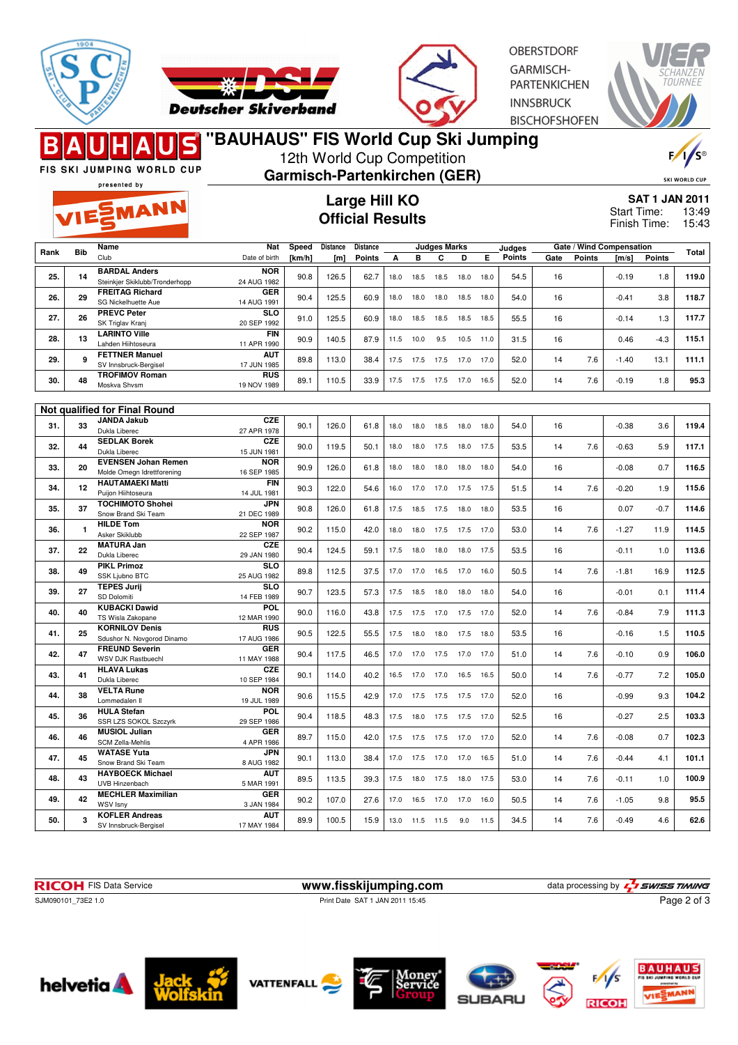# "BAUHAUS" FIS World Cup Ski Jumping

12th World Cup Competition

**Garmisch-Partenkirchen (GER)**

## Large Hill KO
## Official Results

**SAT 1 JAN 2011**
Start Time: 13:49
Finish Time: 15:43

| Rank | Bib | Name / Club | Nat / Date of birth | Speed [km/h] | Distance [m] | Distance Points | A | B | C | D | E | Judges Points | Gate | Gate Points | Wind [m/s] | Wind Points | Total |
|---|---|---|---|---|---|---|---|---|---|---|---|---|---|---|---|---|---|
| 25. | 14 | BARDAL Anders / Steinkjer Skiklubb/Tronderhopp | NOR / 24 AUG 1982 | 90.8 | 126.5 | 62.7 | 18.0 | 18.5 | 18.5 | 18.0 | 18.0 | 54.5 | 16 | | -0.19 | 1.8 | 119.0 |
| 26. | 29 | FREITAG Richard / SG Nickelhuette Aue | GER / 14 AUG 1991 | 90.4 | 125.5 | 60.9 | 18.0 | 18.0 | 18.0 | 18.5 | 18.0 | 54.0 | 16 | | -0.41 | 3.8 | 118.7 |
| 27. | 26 | PREVC Peter / SK Triglav Kranj | SLO / 20 SEP 1992 | 91.0 | 125.5 | 60.9 | 18.0 | 18.5 | 18.5 | 18.5 | 18.5 | 55.5 | 16 | | -0.14 | 1.3 | 117.7 |
| 28. | 13 | LARINTO Ville / Lahden Hiihtoseura | FIN / 11 APR 1990 | 90.9 | 140.5 | 87.9 | 11.5 | 10.0 | 9.5 | 10.5 | 11.0 | 31.5 | 16 | | 0.46 | -4.3 | 115.1 |
| 29. | 9 | FETTNER Manuel / SV Innsbruck-Bergisel | AUT / 17 JUN 1985 | 89.8 | 113.0 | 38.4 | 17.5 | 17.5 | 17.5 | 17.0 | 17.0 | 52.0 | 14 | 7.6 | -1.40 | 13.1 | 111.1 |
| 30. | 48 | TROFIMOV Roman / Moskva Shvsm | RUS / 19 NOV 1989 | 89.1 | 110.5 | 33.9 | 17.5 | 17.5 | 17.5 | 17.0 | 16.5 | 52.0 | 14 | 7.6 | -0.19 | 1.8 | 95.3 |

### Not qualified for Final Round

| Rank | Bib | Name / Club | Nat / Date of birth | Speed [km/h] | Distance [m] | Distance Points | A | B | C | D | E | Judges Points | Gate | Gate Points | Wind [m/s] | Wind Points | Total |
|---|---|---|---|---|---|---|---|---|---|---|---|---|---|---|---|---|---|
| 31. | 33 | JANDA Jakub / Dukla Liberec | CZE / 27 APR 1978 | 90.1 | 126.0 | 61.8 | 18.0 | 18.0 | 18.5 | 18.0 | 18.0 | 54.0 | 16 | | -0.38 | 3.6 | 119.4 |
| 32. | 44 | SEDLAK Borek / Dukla Liberec | CZE / 15 JUN 1981 | 90.0 | 119.5 | 50.1 | 18.0 | 18.0 | 17.5 | 18.0 | 17.5 | 53.5 | 14 | 7.6 | -0.63 | 5.9 | 117.1 |
| 33. | 20 | EVENSEN Johan Remen / Molde Omegn Idrettforening | NOR / 16 SEP 1985 | 90.9 | 126.0 | 61.8 | 18.0 | 18.0 | 18.0 | 18.0 | 18.0 | 54.0 | 16 | | -0.08 | 0.7 | 116.5 |
| 34. | 12 | HAUTAMAEKI Matti / Puijon Hiihtoseura | FIN / 14 JUL 1981 | 90.3 | 122.0 | 54.6 | 16.0 | 17.0 | 17.0 | 17.5 | 17.5 | 51.5 | 14 | 7.6 | -0.20 | 1.9 | 115.6 |
| 35. | 37 | TOCHIMOTO Shohei / Snow Brand Ski Team | JPN / 21 DEC 1989 | 90.8 | 126.0 | 61.8 | 17.5 | 18.5 | 17.5 | 18.0 | 18.0 | 53.5 | 16 | | 0.07 | -0.7 | 114.6 |
| 36. | 1 | HILDE Tom / Asker Skiklubb | NOR / 22 SEP 1987 | 90.2 | 115.0 | 42.0 | 18.0 | 18.0 | 17.5 | 17.5 | 17.0 | 53.0 | 14 | 7.6 | -1.27 | 11.9 | 114.5 |
| 37. | 22 | MATURA Jan / Dukla Liberec | CZE / 29 JAN 1980 | 90.4 | 124.5 | 59.1 | 17.5 | 18.0 | 18.0 | 18.0 | 17.5 | 53.5 | 16 | | -0.11 | 1.0 | 113.6 |
| 38. | 49 | PIKL Primoz / SSK Ljubno BTC | SLO / 25 AUG 1982 | 89.8 | 112.5 | 37.5 | 17.0 | 17.0 | 16.5 | 17.0 | 16.0 | 50.5 | 14 | 7.6 | -1.81 | 16.9 | 112.5 |
| 39. | 27 | TEPES Jurij / SD Dolomiti | SLO / 14 FEB 1989 | 90.7 | 123.5 | 57.3 | 17.5 | 18.5 | 18.0 | 18.0 | 18.0 | 54.0 | 16 | | -0.01 | 0.1 | 111.4 |
| 40. | 40 | KUBACKI Dawid / TS Wisla Zakopane | POL / 12 MAR 1990 | 90.0 | 116.0 | 43.8 | 17.5 | 17.5 | 17.0 | 17.5 | 17.0 | 52.0 | 14 | 7.6 | -0.84 | 7.9 | 111.3 |
| 41. | 25 | KORNILOV Denis / Sdushor N. Novgorod Dinamo | RUS / 17 AUG 1986 | 90.5 | 122.5 | 55.5 | 17.5 | 18.0 | 18.0 | 17.5 | 18.0 | 53.5 | 16 | | -0.16 | 1.5 | 110.5 |
| 42. | 47 | FREUND Severin / WSV DJK Rastbuechl | GER / 11 MAY 1988 | 90.4 | 117.5 | 46.5 | 17.0 | 17.0 | 17.5 | 17.0 | 17.0 | 51.0 | 14 | 7.6 | -0.10 | 0.9 | 106.0 |
| 43. | 41 | HLAVA Lukas / Dukla Liberec | CZE / 10 SEP 1984 | 90.1 | 114.0 | 40.2 | 16.5 | 17.0 | 17.0 | 16.5 | 16.5 | 50.0 | 14 | 7.6 | -0.77 | 7.2 | 105.0 |
| 44. | 38 | VELTA Rune / Lommedalen Il | NOR / 19 JUL 1989 | 90.6 | 115.5 | 42.9 | 17.0 | 17.5 | 17.5 | 17.5 | 17.0 | 52.0 | 16 | | -0.99 | 9.3 | 104.2 |
| 45. | 36 | HULA Stefan / SSR LZS SOKOL Szczyrk | POL / 29 SEP 1986 | 90.4 | 118.5 | 48.3 | 17.5 | 18.0 | 17.5 | 17.5 | 17.0 | 52.5 | 16 | | -0.27 | 2.5 | 103.3 |
| 46. | 46 | MUSIOL Julian / SCM Zella-Mehlis | GER / 4 APR 1986 | 89.7 | 115.0 | 42.0 | 17.5 | 17.5 | 17.5 | 17.0 | 17.0 | 52.0 | 14 | 7.6 | -0.08 | 0.7 | 102.3 |
| 47. | 45 | WATASE Yuta / Snow Brand Ski Team | JPN / 8 AUG 1982 | 90.1 | 113.0 | 38.4 | 17.0 | 17.5 | 17.0 | 17.0 | 16.5 | 51.0 | 14 | 7.6 | -0.44 | 4.1 | 101.1 |
| 48. | 43 | HAYBOECK Michael / UVB Hinzenbach | AUT / 5 MAR 1991 | 89.5 | 113.5 | 39.3 | 17.5 | 18.0 | 17.5 | 18.0 | 17.5 | 53.0 | 14 | 7.6 | -0.11 | 1.0 | 100.9 |
| 49. | 42 | MECHLER Maximilian / WSV Isny | GER / 3 JAN 1984 | 90.2 | 107.0 | 27.6 | 17.0 | 16.5 | 17.0 | 17.0 | 16.0 | 50.5 | 14 | 7.6 | -1.05 | 9.8 | 95.5 |
| 50. | 3 | KOFLER Andreas / SV Innsbruck-Bergisel | AUT / 17 MAY 1984 | 89.9 | 100.5 | 15.9 | 13.0 | 11.5 | 11.5 | 9.0 | 11.5 | 34.5 | 14 | 7.6 | -0.49 | 4.6 | 62.6 |

RICOH FIS Data Service — www.fisskijumping.com — data processing by SWISS TIMING

SJM090101_73E2 1.0 — Print Date SAT 1 JAN 2011 15:45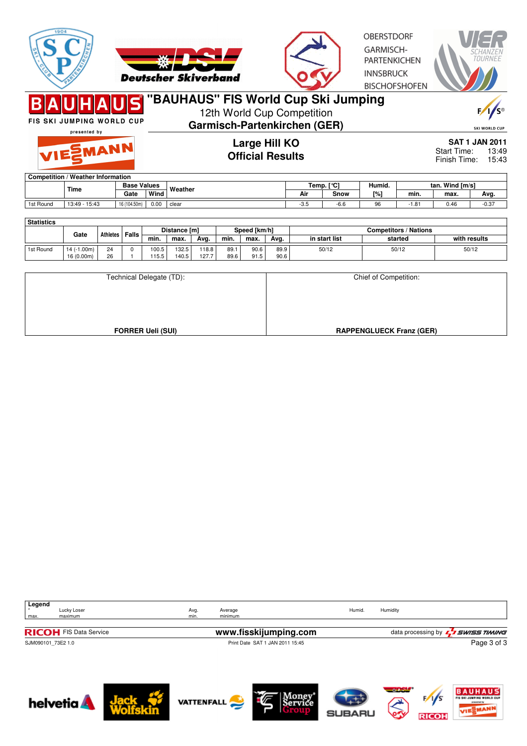# "BAUHAUS" FIS World Cup Ski Jumping

12th World Cup Competition

**Garmisch-Partenkirchen (GER)**

FIS SKI JUMPING WORLD CUP presented by VIESSMANN

OBERSTDORF
GARMISCH-PARTENKIRCHEN
INNSBRUCK
BISCHOFSHOFEN

## Large Hill KO
## Official Results

**SAT 1 JAN 2011**
Start Time: 13:49
Finish Time: 15:43

**Competition / Weather Information**

| | Time | Base Values | | Weather | Temp. [°C] | | Humid. | tan. Wind [m/s] | | |
|---|---|---|---|---|---|---|---|---|---|---|
| | | Gate | Wind | | Air | Snow | [%] | min. | max. | Avg. |
| 1st Round | 13:49 - 15:43 | 16 (104.50m) | 0.00 | clear | -3.5 | -6.6 | 96 | -1.81 | 0.46 | -0.37 |

**Statistics**

| | Gate | Athletes | Falls | Distance [m] | | | Speed [km/h] | | | Competitors / Nations | | |
|---|---|---|---|---|---|---|---|---|---|---|---|---|
| | | | | min. | max. | Avg. | min. | max. | Avg. | in start list | started | with results |
| 1st Round | 14 (-1.00m) | 24 | 0 | 100.5 | 132.5 | 118.8 | 89.1 | 90.6 | 89.9 | 50/12 | 50/12 | 50/12 |
| | 16 (0.00m) | 26 | 1 | 115.5 | 140.5 | 127.7 | 89.6 | 91.5 | 90.6 | | | |

| Technical Delegate (TD): | Chief of Competition: |
|---|---|
| **FORRER Ueli (SUI)** | **RAPPENGLUECK Franz (GER)** |

**Legend**

| | | | | | |
|---|---|---|---|---|---|
| * | Lucky Loser | Avg. | Average | Humid. | Humidity |
| max. | maximum | min. | minimum | | |

RICOH FIS Data Service    www.fisskijumping.com    data processing by SWISS TIMING

SJM090101_73E2 1.0    Print Date SAT 1 JAN 2011 15:45